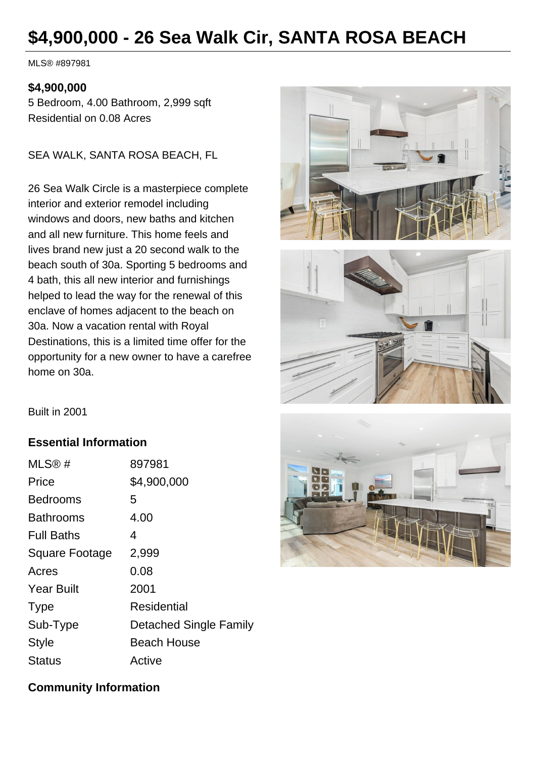# $4,900,000 - 26 Sea Walk Cir, SANTA ROSA BEACH

MLS® #897981

**$4,900,000**

5 Bedroom, 4.00 Bathroom, 2,999 sqft

Residential on 0.08 Acres

SEA WALK, SANTA ROSA BEACH, FL

26 Sea Walk Circle is a masterpiece complete interior and exterior remodel including windows and doors, new baths and kitchen and all new furniture. This home feels and lives brand new just a 20 second walk to the beach south of 30a. Sporting 5 bedrooms and 4 bath, this all new interior and furnishings helped to lead the way for the renewal of this enclave of homes adjacent to the beach on 30a. Now a vacation rental with Royal Destinations, this is a limited time offer for the opportunity for a new owner to have a carefree home on 30a.

Built in 2001

## Essential Information

| | |
|---|---|
| MLS® # | 897981 |
| Price | $4,900,000 |
| Bedrooms | 5 |
| Bathrooms | 4.00 |
| Full Baths | 4 |
| Square Footage | 2,999 |
| Acres | 0.08 |
| Year Built | 2001 |
| Type | Residential |
| Sub-Type | Detached Single Family |
| Style | Beach House |
| Status | Active |

## Community Information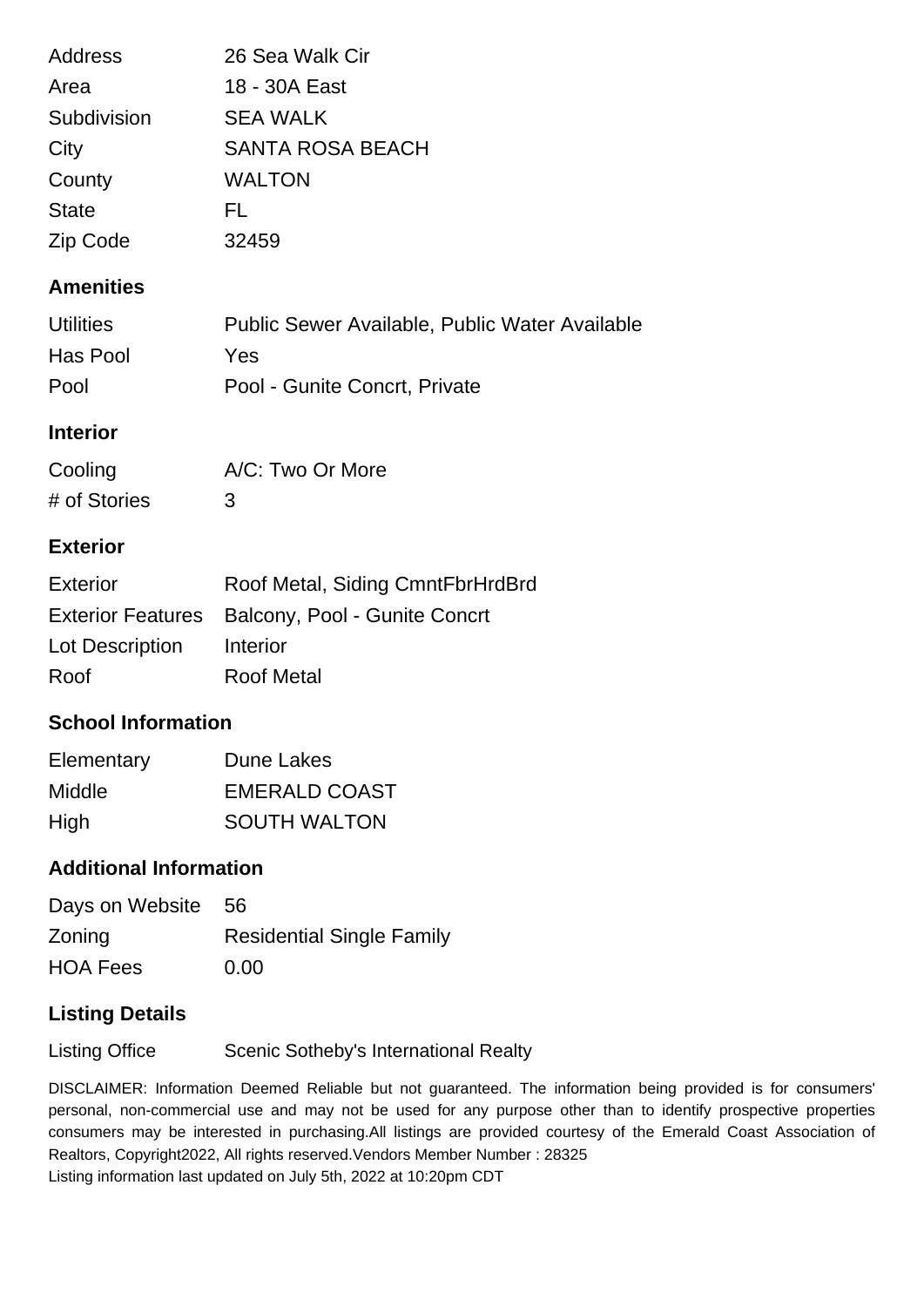| | |
|---|---|
| Address | 26 Sea Walk Cir |
| Area | 18 - 30A East |
| Subdivision | SEA WALK |
| City | SANTA ROSA BEACH |
| County | WALTON |
| State | FL |
| Zip Code | 32459 |

## Amenities

| | |
|---|---|
| Utilities | Public Sewer Available, Public Water Available |
| Has Pool | Yes |
| Pool | Pool - Gunite Concrt, Private |

## Interior

| | |
|---|---|
| Cooling | A/C: Two Or More |
| # of Stories | 3 |

## Exterior

| | |
|---|---|
| Exterior | Roof Metal, Siding CmntFbrHrdBrd |
| Exterior Features | Balcony, Pool - Gunite Concrt |
| Lot Description | Interior |
| Roof | Roof Metal |

## School Information

| | |
|---|---|
| Elementary | Dune Lakes |
| Middle | EMERALD COAST |
| High | SOUTH WALTON |

## Additional Information

| | |
|---|---|
| Days on Website | 56 |
| Zoning | Residential Single Family |
| HOA Fees | 0.00 |

## Listing Details

| | |
|---|---|
| Listing Office | Scenic Sotheby's International Realty |

DISCLAIMER: Information Deemed Reliable but not guaranteed. The information being provided is for consumers' personal, non-commercial use and may not be used for any purpose other than to identify prospective properties consumers may be interested in purchasing.All listings are provided courtesy of the Emerald Coast Association of Realtors, Copyright2022, All rights reserved.Vendors Member Number : 28325

Listing information last updated on July 5th, 2022 at 10:20pm CDT